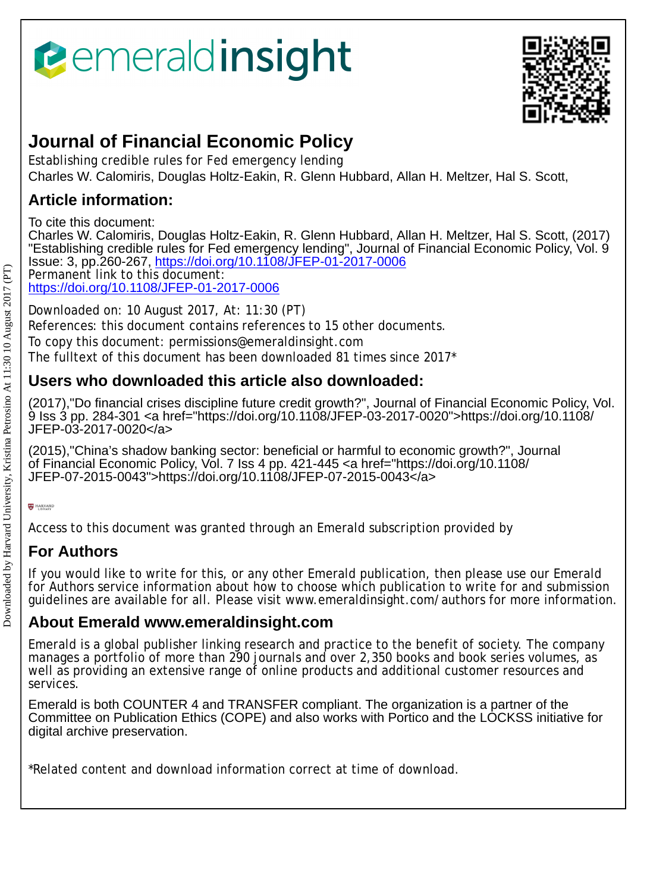# Journal of Financial Economic Policy

Establishing credible rules for Fed emergency lending

Charles W. Calomiris, Douglas Holtz-Eakin, R. Glenn Hubbard, Allan H. Meltzer, Hal S. Scott,

## Article information:

To cite this document:

Charles W. Calomiris, Douglas Holtz-Eakin, R. Glenn Hubbard, Allan H. Meltzer, Hal S. Scott, (2017) "Establishing credible rules for Fed emergency lending", Journal of Financial Economic Policy, Vol. 9 Issue: 3, pp.260-267, https://doi.org/10.1108/JFEP-01-2017-0006

Permanent link to this document:

https://doi.org/10.1108/JFEP-01-2017-0006

Downloaded on: 10 August 2017, At: 11:30 (PT)

References: this document contains references to 15 other documents.

To copy this document: permissions@emeraldinsight.com

The fulltext of this document has been downloaded 81 times since 2017*

## Users who downloaded this article also downloaded:

(2017),"Do financial crises discipline future credit growth?", Journal of Financial Economic Policy, Vol. 9 Iss 3 pp. 284-301 <a href="https://doi.org/10.1108/JFEP-03-2017-0020">https://doi.org/10.1108/JFEP-03-2017-0020</a>

(2015),"China's shadow banking sector: beneficial or harmful to economic growth?", Journal of Financial Economic Policy, Vol. 7 Iss 4 pp. 421-445 <a href="https://doi.org/10.1108/JFEP-07-2015-0043">https://doi.org/10.1108/JFEP-07-2015-0043</a>

Access to this document was granted through an Emerald subscription provided by

## For Authors

If you would like to write for this, or any other Emerald publication, then please use our Emerald for Authors service information about how to choose which publication to write for and submission guidelines are available for all. Please visit www.emeraldinsight.com/authors for more information.

## About Emerald www.emeraldinsight.com

Emerald is a global publisher linking research and practice to the benefit of society. The company manages a portfolio of more than 290 journals and over 2,350 books and book series volumes, as well as providing an extensive range of online products and additional customer resources and services.

Emerald is both COUNTER 4 and TRANSFER compliant. The organization is a partner of the Committee on Publication Ethics (COPE) and also works with Portico and the LOCKSS initiative for digital archive preservation.

*Related content and download information correct at time of download.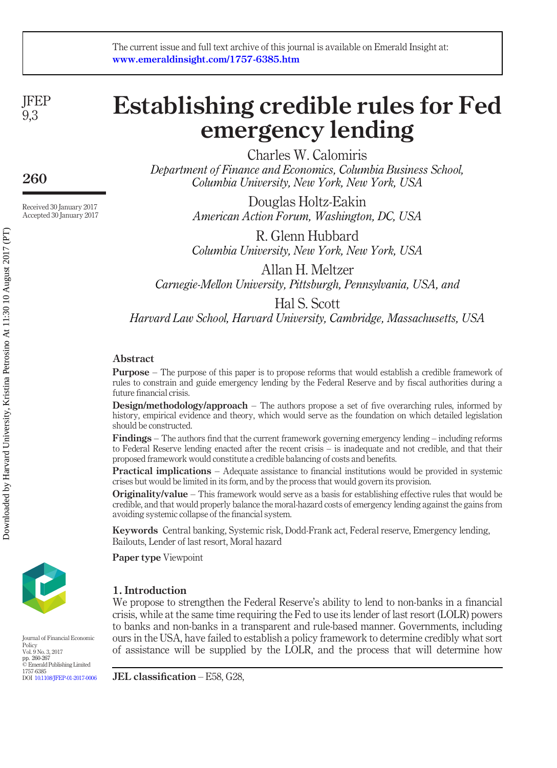# Establishing credible rules for Fed emergency lending

Charles W. Calomiris

*Department of Finance and Economics, Columbia Business School, Columbia University, New York, New York, USA*

Douglas Holtz-Eakin

*American Action Forum, Washington, DC, USA*

R. Glenn Hubbard

*Columbia University, New York, New York, USA*

Allan H. Meltzer

*Carnegie-Mellon University, Pittsburgh, Pennsylvania, USA, and*

Hal S. Scott

*Harvard Law School, Harvard University, Cambridge, Massachusetts, USA*

Received 30 January 2017
Accepted 30 January 2017

## Abstract

**Purpose** – The purpose of this paper is to propose reforms that would establish a credible framework of rules to constrain and guide emergency lending by the Federal Reserve and by fiscal authorities during a future financial crisis.

**Design/methodology/approach** – The authors propose a set of five overarching rules, informed by history, empirical evidence and theory, which would serve as the foundation on which detailed legislation should be constructed.

**Findings** – The authors find that the current framework governing emergency lending – including reforms to Federal Reserve lending enacted after the recent crisis – is inadequate and not credible, and that their proposed framework would constitute a credible balancing of costs and benefits.

**Practical implications** – Adequate assistance to financial institutions would be provided in systemic crises but would be limited in its form, and by the process that would govern its provision.

**Originality/value** – This framework would serve as a basis for establishing effective rules that would be credible, and that would properly balance the moral-hazard costs of emergency lending against the gains from avoiding systemic collapse of the financial system.

**Keywords** Central banking, Systemic risk, Dodd-Frank act, Federal reserve, Emergency lending, Bailouts, Lender of last resort, Moral hazard

**Paper type** Viewpoint

## 1. Introduction

We propose to strengthen the Federal Reserve's ability to lend to non-banks in a financial crisis, while at the same time requiring the Fed to use its lender of last resort (LOLR) powers to banks and non-banks in a transparent and rule-based manner. Governments, including ours in the USA, have failed to establish a policy framework to determine credibly what sort of assistance will be supplied by the LOLR, and the process that will determine how

**JEL classification** – E58, G28,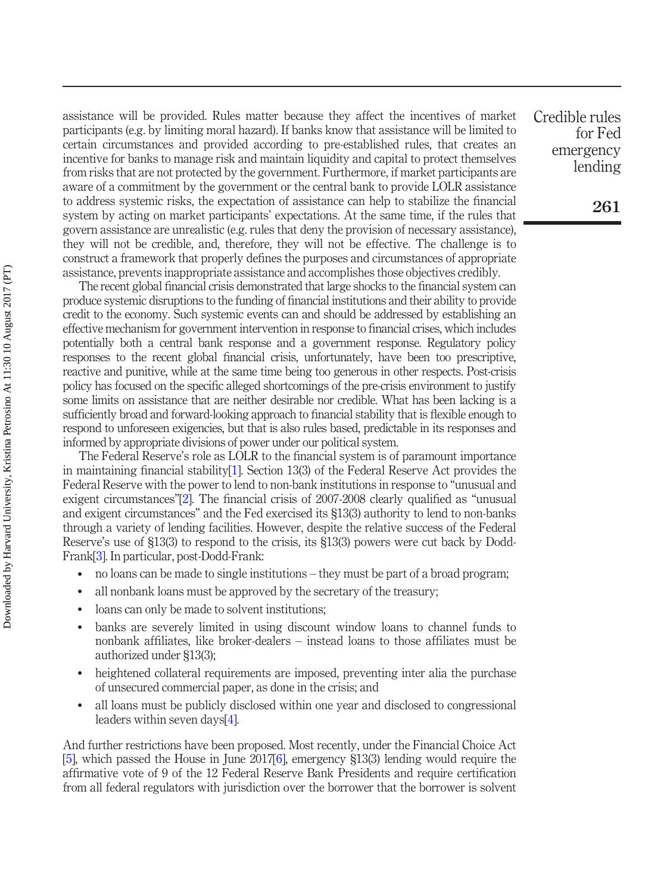assistance will be provided. Rules matter because they affect the incentives of market participants (e.g. by limiting moral hazard). If banks know that assistance will be limited to certain circumstances and provided according to pre-established rules, that creates an incentive for banks to manage risk and maintain liquidity and capital to protect themselves from risks that are not protected by the government. Furthermore, if market participants are aware of a commitment by the government or the central bank to provide LOLR assistance to address systemic risks, the expectation of assistance can help to stabilize the financial system by acting on market participants' expectations. At the same time, if the rules that govern assistance are unrealistic (e.g. rules that deny the provision of necessary assistance), they will not be credible, and, therefore, they will not be effective. The challenge is to construct a framework that properly defines the purposes and circumstances of appropriate assistance, prevents inappropriate assistance and accomplishes those objectives credibly.

The recent global financial crisis demonstrated that large shocks to the financial system can produce systemic disruptions to the funding of financial institutions and their ability to provide credit to the economy. Such systemic events can and should be addressed by establishing an effective mechanism for government intervention in response to financial crises, which includes potentially both a central bank response and a government response. Regulatory policy responses to the recent global financial crisis, unfortunately, have been too prescriptive, reactive and punitive, while at the same time being too generous in other respects. Post-crisis policy has focused on the specific alleged shortcomings of the pre-crisis environment to justify some limits on assistance that are neither desirable nor credible. What has been lacking is a sufficiently broad and forward-looking approach to financial stability that is flexible enough to respond to unforeseen exigencies, but that is also rules based, predictable in its responses and informed by appropriate divisions of power under our political system.

The Federal Reserve's role as LOLR to the financial system is of paramount importance in maintaining financial stability[1]. Section 13(3) of the Federal Reserve Act provides the Federal Reserve with the power to lend to non-bank institutions in response to "unusual and exigent circumstances"[2]. The financial crisis of 2007-2008 clearly qualified as "unusual and exigent circumstances" and the Fed exercised its §13(3) authority to lend to non-banks through a variety of lending facilities. However, despite the relative success of the Federal Reserve's use of §13(3) to respond to the crisis, its §13(3) powers were cut back by Dodd-Frank[3]. In particular, post-Dodd-Frank:

- no loans can be made to single institutions – they must be part of a broad program;
- all nonbank loans must be approved by the secretary of the treasury;
- loans can only be made to solvent institutions;
- banks are severely limited in using discount window loans to channel funds to nonbank affiliates, like broker-dealers – instead loans to those affiliates must be authorized under §13(3);
- heightened collateral requirements are imposed, preventing inter alia the purchase of unsecured commercial paper, as done in the crisis; and
- all loans must be publicly disclosed within one year and disclosed to congressional leaders within seven days[4].

And further restrictions have been proposed. Most recently, under the Financial Choice Act [5], which passed the House in June 2017[6], emergency §13(3) lending would require the affirmative vote of 9 of the 12 Federal Reserve Bank Presidents and require certification from all federal regulators with jurisdiction over the borrower that the borrower is solvent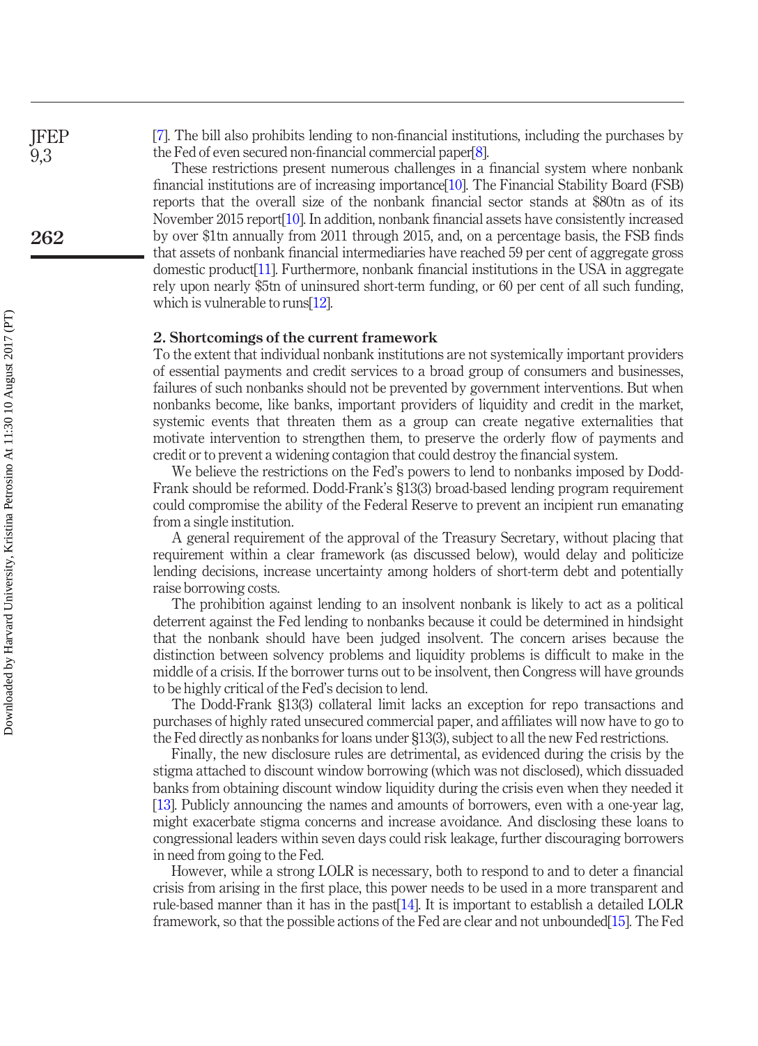[7]. The bill also prohibits lending to non-financial institutions, including the purchases by the Fed of even secured non-financial commercial paper[8].

These restrictions present numerous challenges in a financial system where nonbank financial institutions are of increasing importance[10]. The Financial Stability Board (FSB) reports that the overall size of the nonbank financial sector stands at \$80tn as of its November 2015 report[10]. In addition, nonbank financial assets have consistently increased by over \$1tn annually from 2011 through 2015, and, on a percentage basis, the FSB finds that assets of nonbank financial intermediaries have reached 59 per cent of aggregate gross domestic product[11]. Furthermore, nonbank financial institutions in the USA in aggregate rely upon nearly \$5tn of uninsured short-term funding, or 60 per cent of all such funding, which is vulnerable to runs[12].

## 2. Shortcomings of the current framework

To the extent that individual nonbank institutions are not systemically important providers of essential payments and credit services to a broad group of consumers and businesses, failures of such nonbanks should not be prevented by government interventions. But when nonbanks become, like banks, important providers of liquidity and credit in the market, systemic events that threaten them as a group can create negative externalities that motivate intervention to strengthen them, to preserve the orderly flow of payments and credit or to prevent a widening contagion that could destroy the financial system.

We believe the restrictions on the Fed's powers to lend to nonbanks imposed by Dodd-Frank should be reformed. Dodd-Frank's §13(3) broad-based lending program requirement could compromise the ability of the Federal Reserve to prevent an incipient run emanating from a single institution.

A general requirement of the approval of the Treasury Secretary, without placing that requirement within a clear framework (as discussed below), would delay and politicize lending decisions, increase uncertainty among holders of short-term debt and potentially raise borrowing costs.

The prohibition against lending to an insolvent nonbank is likely to act as a political deterrent against the Fed lending to nonbanks because it could be determined in hindsight that the nonbank should have been judged insolvent. The concern arises because the distinction between solvency problems and liquidity problems is difficult to make in the middle of a crisis. If the borrower turns out to be insolvent, then Congress will have grounds to be highly critical of the Fed's decision to lend.

The Dodd-Frank §13(3) collateral limit lacks an exception for repo transactions and purchases of highly rated unsecured commercial paper, and affiliates will now have to go to the Fed directly as nonbanks for loans under §13(3), subject to all the new Fed restrictions.

Finally, the new disclosure rules are detrimental, as evidenced during the crisis by the stigma attached to discount window borrowing (which was not disclosed), which dissuaded banks from obtaining discount window liquidity during the crisis even when they needed it [13]. Publicly announcing the names and amounts of borrowers, even with a one-year lag, might exacerbate stigma concerns and increase avoidance. And disclosing these loans to congressional leaders within seven days could risk leakage, further discouraging borrowers in need from going to the Fed.

However, while a strong LOLR is necessary, both to respond to and to deter a financial crisis from arising in the first place, this power needs to be used in a more transparent and rule-based manner than it has in the past[14]. It is important to establish a detailed LOLR framework, so that the possible actions of the Fed are clear and not unbounded[15]. The Fed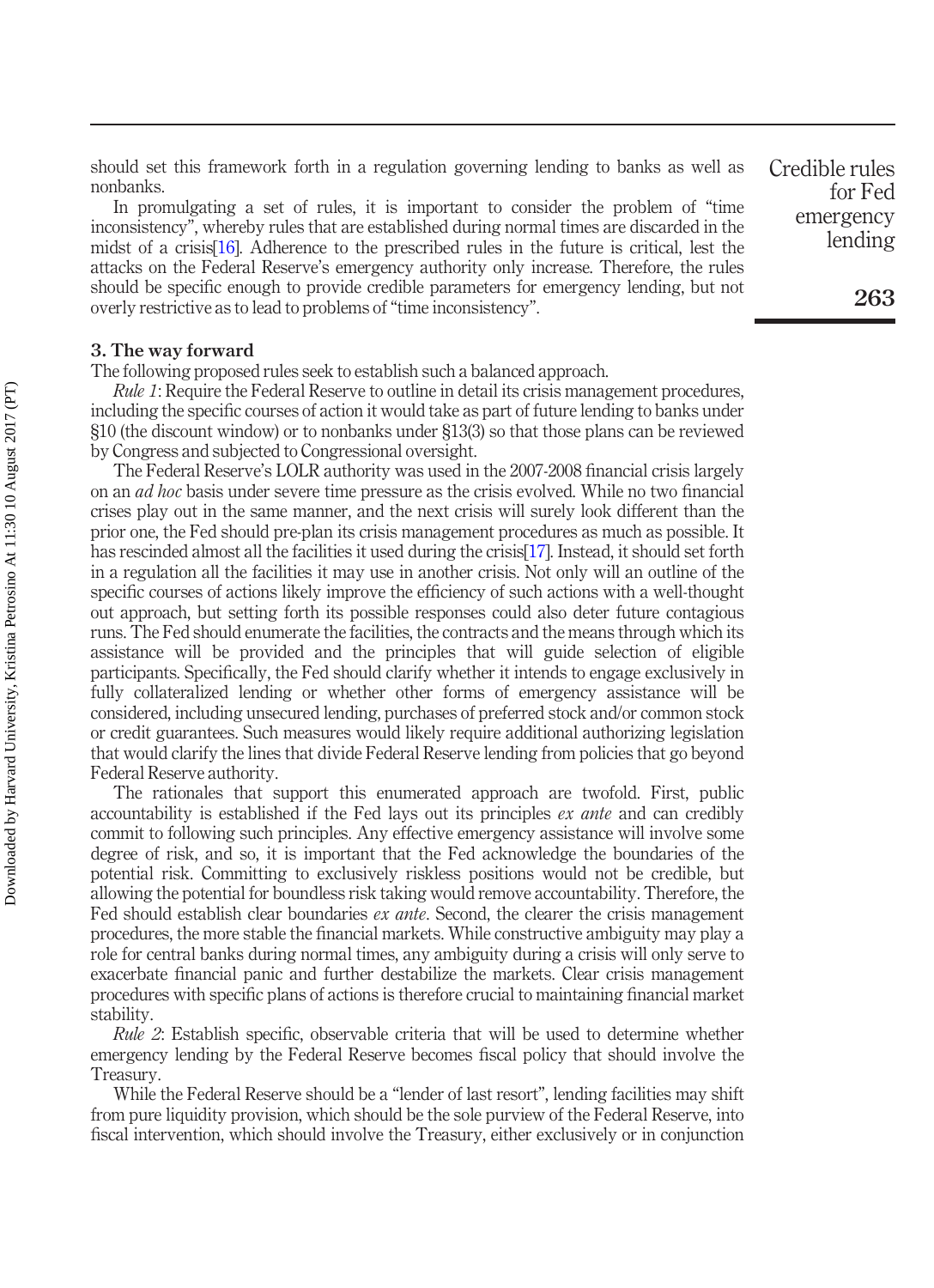should set this framework forth in a regulation governing lending to banks as well as nonbanks.

In promulgating a set of rules, it is important to consider the problem of "time inconsistency", whereby rules that are established during normal times are discarded in the midst of a crisis[16]. Adherence to the prescribed rules in the future is critical, lest the attacks on the Federal Reserve's emergency authority only increase. Therefore, the rules should be specific enough to provide credible parameters for emergency lending, but not overly restrictive as to lead to problems of "time inconsistency".

## 3. The way forward

The following proposed rules seek to establish such a balanced approach.

*Rule 1*: Require the Federal Reserve to outline in detail its crisis management procedures, including the specific courses of action it would take as part of future lending to banks under §10 (the discount window) or to nonbanks under §13(3) so that those plans can be reviewed by Congress and subjected to Congressional oversight.

The Federal Reserve's LOLR authority was used in the 2007-2008 financial crisis largely on an *ad hoc* basis under severe time pressure as the crisis evolved. While no two financial crises play out in the same manner, and the next crisis will surely look different than the prior one, the Fed should pre-plan its crisis management procedures as much as possible. It has rescinded almost all the facilities it used during the crisis[17]. Instead, it should set forth in a regulation all the facilities it may use in another crisis. Not only will an outline of the specific courses of actions likely improve the efficiency of such actions with a well-thought out approach, but setting forth its possible responses could also deter future contagious runs. The Fed should enumerate the facilities, the contracts and the means through which its assistance will be provided and the principles that will guide selection of eligible participants. Specifically, the Fed should clarify whether it intends to engage exclusively in fully collateralized lending or whether other forms of emergency assistance will be considered, including unsecured lending, purchases of preferred stock and/or common stock or credit guarantees. Such measures would likely require additional authorizing legislation that would clarify the lines that divide Federal Reserve lending from policies that go beyond Federal Reserve authority.

The rationales that support this enumerated approach are twofold. First, public accountability is established if the Fed lays out its principles *ex ante* and can credibly commit to following such principles. Any effective emergency assistance will involve some degree of risk, and so, it is important that the Fed acknowledge the boundaries of the potential risk. Committing to exclusively riskless positions would not be credible, but allowing the potential for boundless risk taking would remove accountability. Therefore, the Fed should establish clear boundaries *ex ante*. Second, the clearer the crisis management procedures, the more stable the financial markets. While constructive ambiguity may play a role for central banks during normal times, any ambiguity during a crisis will only serve to exacerbate financial panic and further destabilize the markets. Clear crisis management procedures with specific plans of actions is therefore crucial to maintaining financial market stability.

*Rule 2*: Establish specific, observable criteria that will be used to determine whether emergency lending by the Federal Reserve becomes fiscal policy that should involve the Treasury.

While the Federal Reserve should be a "lender of last resort", lending facilities may shift from pure liquidity provision, which should be the sole purview of the Federal Reserve, into fiscal intervention, which should involve the Treasury, either exclusively or in conjunction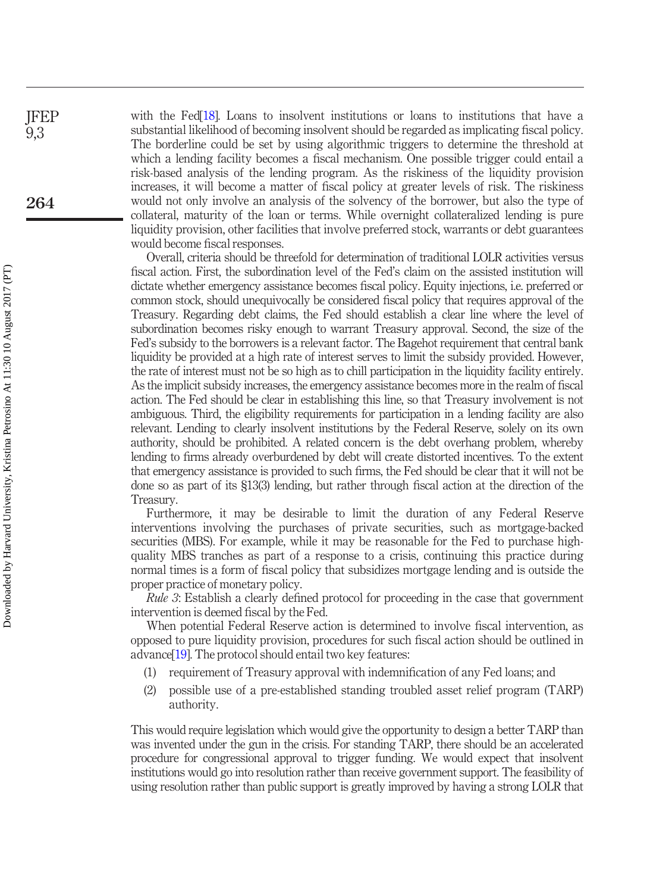with the Fed[18]. Loans to insolvent institutions or loans to institutions that have a substantial likelihood of becoming insolvent should be regarded as implicating fiscal policy. The borderline could be set by using algorithmic triggers to determine the threshold at which a lending facility becomes a fiscal mechanism. One possible trigger could entail a risk-based analysis of the lending program. As the riskiness of the liquidity provision increases, it will become a matter of fiscal policy at greater levels of risk. The riskiness would not only involve an analysis of the solvency of the borrower, but also the type of collateral, maturity of the loan or terms. While overnight collateralized lending is pure liquidity provision, other facilities that involve preferred stock, warrants or debt guarantees would become fiscal responses.

Overall, criteria should be threefold for determination of traditional LOLR activities versus fiscal action. First, the subordination level of the Fed's claim on the assisted institution will dictate whether emergency assistance becomes fiscal policy. Equity injections, i.e. preferred or common stock, should unequivocally be considered fiscal policy that requires approval of the Treasury. Regarding debt claims, the Fed should establish a clear line where the level of subordination becomes risky enough to warrant Treasury approval. Second, the size of the Fed's subsidy to the borrowers is a relevant factor. The Bagehot requirement that central bank liquidity be provided at a high rate of interest serves to limit the subsidy provided. However, the rate of interest must not be so high as to chill participation in the liquidity facility entirely. As the implicit subsidy increases, the emergency assistance becomes more in the realm of fiscal action. The Fed should be clear in establishing this line, so that Treasury involvement is not ambiguous. Third, the eligibility requirements for participation in a lending facility are also relevant. Lending to clearly insolvent institutions by the Federal Reserve, solely on its own authority, should be prohibited. A related concern is the debt overhang problem, whereby lending to firms already overburdened by debt will create distorted incentives. To the extent that emergency assistance is provided to such firms, the Fed should be clear that it will not be done so as part of its §13(3) lending, but rather through fiscal action at the direction of the Treasury.

Furthermore, it may be desirable to limit the duration of any Federal Reserve interventions involving the purchases of private securities, such as mortgage-backed securities (MBS). For example, while it may be reasonable for the Fed to purchase high-quality MBS tranches as part of a response to a crisis, continuing this practice during normal times is a form of fiscal policy that subsidizes mortgage lending and is outside the proper practice of monetary policy.

*Rule 3*: Establish a clearly defined protocol for proceeding in the case that government intervention is deemed fiscal by the Fed.

When potential Federal Reserve action is determined to involve fiscal intervention, as opposed to pure liquidity provision, procedures for such fiscal action should be outlined in advance[19]. The protocol should entail two key features:

1. requirement of Treasury approval with indemnification of any Fed loans; and
2. possible use of a pre-established standing troubled asset relief program (TARP) authority.

This would require legislation which would give the opportunity to design a better TARP than was invented under the gun in the crisis. For standing TARP, there should be an accelerated procedure for congressional approval to trigger funding. We would expect that insolvent institutions would go into resolution rather than receive government support. The feasibility of using resolution rather than public support is greatly improved by having a strong LOLR that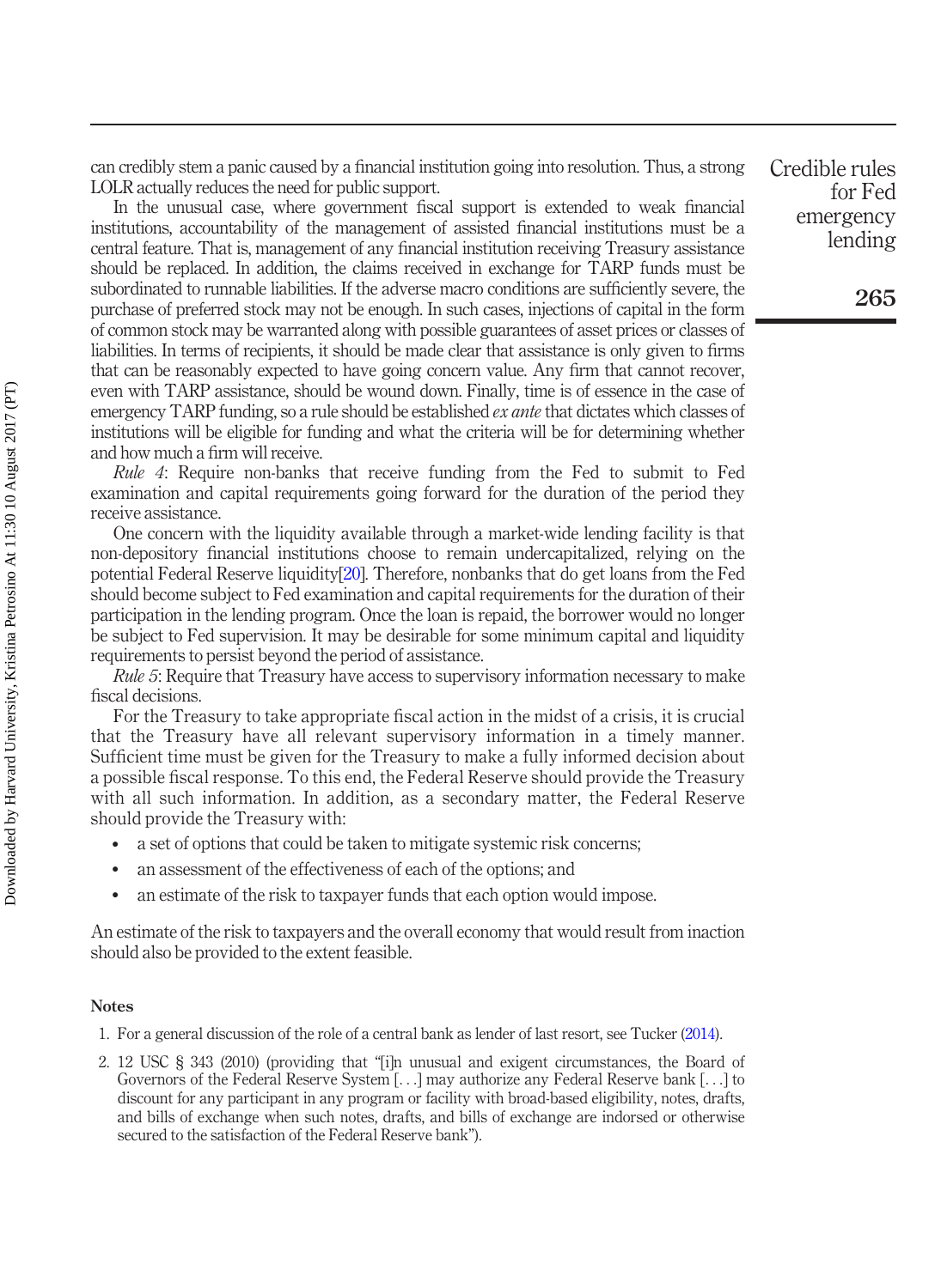can credibly stem a panic caused by a financial institution going into resolution. Thus, a strong LOLR actually reduces the need for public support.

In the unusual case, where government fiscal support is extended to weak financial institutions, accountability of the management of assisted financial institutions must be a central feature. That is, management of any financial institution receiving Treasury assistance should be replaced. In addition, the claims received in exchange for TARP funds must be subordinated to runnable liabilities. If the adverse macro conditions are sufficiently severe, the purchase of preferred stock may not be enough. In such cases, injections of capital in the form of common stock may be warranted along with possible guarantees of asset prices or classes of liabilities. In terms of recipients, it should be made clear that assistance is only given to firms that can be reasonably expected to have going concern value. Any firm that cannot recover, even with TARP assistance, should be wound down. Finally, time is of essence in the case of emergency TARP funding, so a rule should be established *ex ante* that dictates which classes of institutions will be eligible for funding and what the criteria will be for determining whether and how much a firm will receive.

*Rule 4*: Require non-banks that receive funding from the Fed to submit to Fed examination and capital requirements going forward for the duration of the period they receive assistance.

One concern with the liquidity available through a market-wide lending facility is that non-depository financial institutions choose to remain undercapitalized, relying on the potential Federal Reserve liquidity[20]. Therefore, nonbanks that do get loans from the Fed should become subject to Fed examination and capital requirements for the duration of their participation in the lending program. Once the loan is repaid, the borrower would no longer be subject to Fed supervision. It may be desirable for some minimum capital and liquidity requirements to persist beyond the period of assistance.

*Rule 5*: Require that Treasury have access to supervisory information necessary to make fiscal decisions.

For the Treasury to take appropriate fiscal action in the midst of a crisis, it is crucial that the Treasury have all relevant supervisory information in a timely manner. Sufficient time must be given for the Treasury to make a fully informed decision about a possible fiscal response. To this end, the Federal Reserve should provide the Treasury with all such information. In addition, as a secondary matter, the Federal Reserve should provide the Treasury with:

- a set of options that could be taken to mitigate systemic risk concerns;
- an assessment of the effectiveness of each of the options; and
- an estimate of the risk to taxpayer funds that each option would impose.

An estimate of the risk to taxpayers and the overall economy that would result from inaction should also be provided to the extent feasible.

## Notes

1. For a general discussion of the role of a central bank as lender of last resort, see Tucker (2014).
2. 12 USC § 343 (2010) (providing that "[i]n unusual and exigent circumstances, the Board of Governors of the Federal Reserve System [...] may authorize any Federal Reserve bank [...] to discount for any participant in any program or facility with broad-based eligibility, notes, drafts, and bills of exchange when such notes, drafts, and bills of exchange are indorsed or otherwise secured to the satisfaction of the Federal Reserve bank").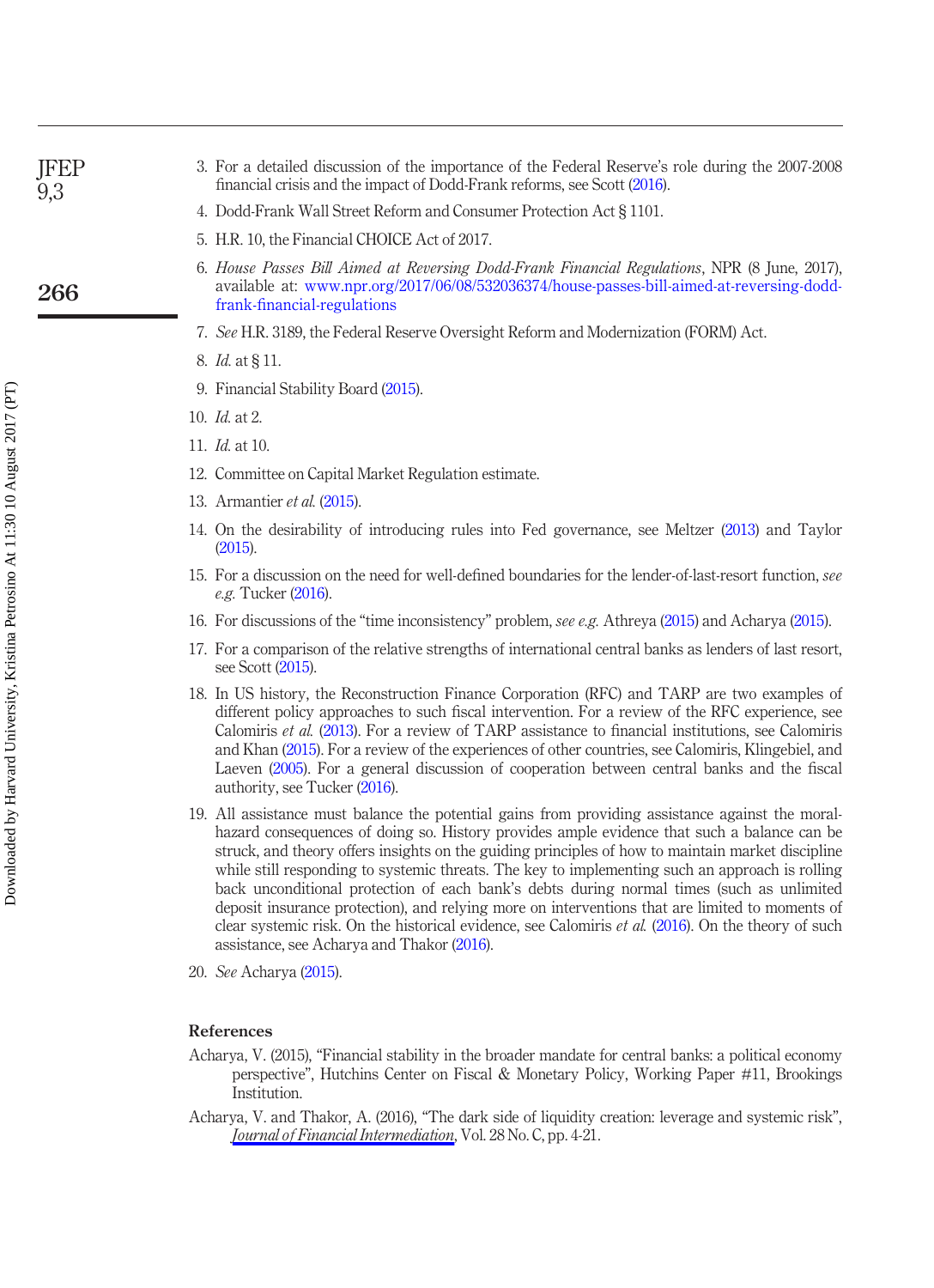3. For a detailed discussion of the importance of the Federal Reserve's role during the 2007-2008 financial crisis and the impact of Dodd-Frank reforms, see Scott (2016).

4. Dodd-Frank Wall Street Reform and Consumer Protection Act § 1101.

5. H.R. 10, the Financial CHOICE Act of 2017.

6. *House Passes Bill Aimed at Reversing Dodd-Frank Financial Regulations*, NPR (8 June, 2017), available at: www.npr.org/2017/06/08/532036374/house-passes-bill-aimed-at-reversing-dodd-frank-financial-regulations

7. *See* H.R. 3189, the Federal Reserve Oversight Reform and Modernization (FORM) Act.

8. *Id.* at § 11.

9. Financial Stability Board (2015).

10. *Id.* at 2.

11. *Id.* at 10.

12. Committee on Capital Market Regulation estimate.

13. Armantier *et al.* (2015).

14. On the desirability of introducing rules into Fed governance, see Meltzer (2013) and Taylor (2015).

15. For a discussion on the need for well-defined boundaries for the lender-of-last-resort function, *see e.g.* Tucker (2016).

16. For discussions of the "time inconsistency" problem, *see e.g.* Athreya (2015) and Acharya (2015).

17. For a comparison of the relative strengths of international central banks as lenders of last resort, see Scott (2015).

18. In US history, the Reconstruction Finance Corporation (RFC) and TARP are two examples of different policy approaches to such fiscal intervention. For a review of the RFC experience, see Calomiris *et al.* (2013). For a review of TARP assistance to financial institutions, see Calomiris and Khan (2015). For a review of the experiences of other countries, see Calomiris, Klingebiel, and Laeven (2005). For a general discussion of cooperation between central banks and the fiscal authority, see Tucker (2016).

19. All assistance must balance the potential gains from providing assistance against the moral-hazard consequences of doing so. History provides ample evidence that such a balance can be struck, and theory offers insights on the guiding principles of how to maintain market discipline while still responding to systemic threats. The key to implementing such an approach is rolling back unconditional protection of each bank's debts during normal times (such as unlimited deposit insurance protection), and relying more on interventions that are limited to moments of clear systemic risk. On the historical evidence, see Calomiris *et al.* (2016). On the theory of such assistance, see Acharya and Thakor (2016).

20. *See* Acharya (2015).

## References

Acharya, V. (2015), "Financial stability in the broader mandate for central banks: a political economy perspective", Hutchins Center on Fiscal & Monetary Policy, Working Paper #11, Brookings Institution.

Acharya, V. and Thakor, A. (2016), "The dark side of liquidity creation: leverage and systemic risk", *Journal of Financial Intermediation*, Vol. 28 No. C, pp. 4-21.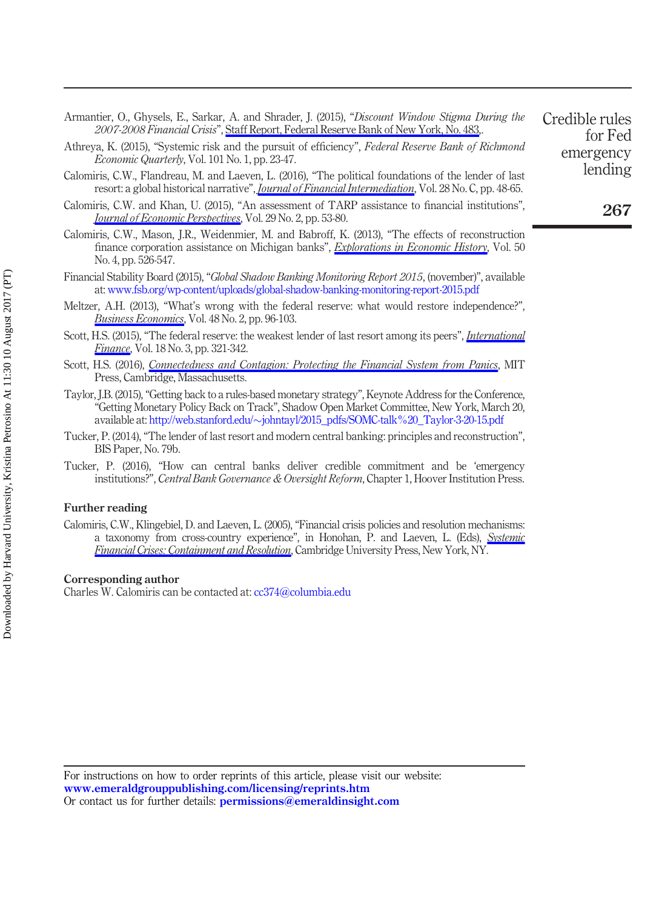Armantier, O., Ghysels, E., Sarkar, A. and Shrader, J. (2015), "*Discount Window Stigma During the 2007-2008 Financial Crisis*", Staff Report, Federal Reserve Bank of New York, No. 483,.

Athreya, K. (2015), "Systemic risk and the pursuit of efficiency", *Federal Reserve Bank of Richmond Economic Quarterly*, Vol. 101 No. 1, pp. 23-47.

Calomiris, C.W., Flandreau, M. and Laeven, L. (2016), "The political foundations of the lender of last resort: a global historical narrative", *Journal of Financial Intermediation*, Vol. 28 No. C, pp. 48-65.

Calomiris, C.W. and Khan, U. (2015), "An assessment of TARP assistance to financial institutions", *Journal of Economic Perspectives*, Vol. 29 No. 2, pp. 53-80.

Calomiris, C.W., Mason, J.R., Weidenmier, M. and Babroff, K. (2013), "The effects of reconstruction finance corporation assistance on Michigan banks", *Explorations in Economic History*, Vol. 50 No. 4, pp. 526-547.

Financial Stability Board (2015), "*Global Shadow Banking Monitoring Report 2015*, (november)", available at: www.fsb.org/wp-content/uploads/global-shadow-banking-monitoring-report-2015.pdf

Meltzer, A.H. (2013), "What's wrong with the federal reserve: what would restore independence?", *Business Economics*, Vol. 48 No. 2, pp. 96-103.

Scott, H.S. (2015), "The federal reserve: the weakest lender of last resort among its peers", *International Finance*, Vol. 18 No. 3, pp. 321-342.

Scott, H.S. (2016), *Connectedness and Contagion: Protecting the Financial System from Panics*, MIT Press, Cambridge, Massachusetts.

Taylor, J.B. (2015), "Getting back to a rules-based monetary strategy", Keynote Address for the Conference, "Getting Monetary Policy Back on Track", Shadow Open Market Committee, New York, March 20, available at: http://web.stanford.edu/~johntayl/2015_pdfs/SOMC-talk%20_Taylor-3-20-15.pdf

Tucker, P. (2014), "The lender of last resort and modern central banking: principles and reconstruction", BIS Paper, No. 79b.

Tucker, P. (2016), "How can central banks deliver credible commitment and be 'emergency institutions?", *Central Bank Governance & Oversight Reform*, Chapter 1, Hoover Institution Press.

## Further reading

Calomiris, C.W., Klingebiel, D. and Laeven, L. (2005), "Financial crisis policies and resolution mechanisms: a taxonomy from cross-country experience", in Honohan, P. and Laeven, L. (Eds), *Systemic Financial Crises: Containment and Resolution*, Cambridge University Press, New York, NY.

## Corresponding author

Charles W. Calomiris can be contacted at: cc374@columbia.edu

For instructions on how to order reprints of this article, please visit our website:
**www.emeraldgrouppublishing.com/licensing/reprints.htm**
Or contact us for further details: **permissions@emeraldinsight.com**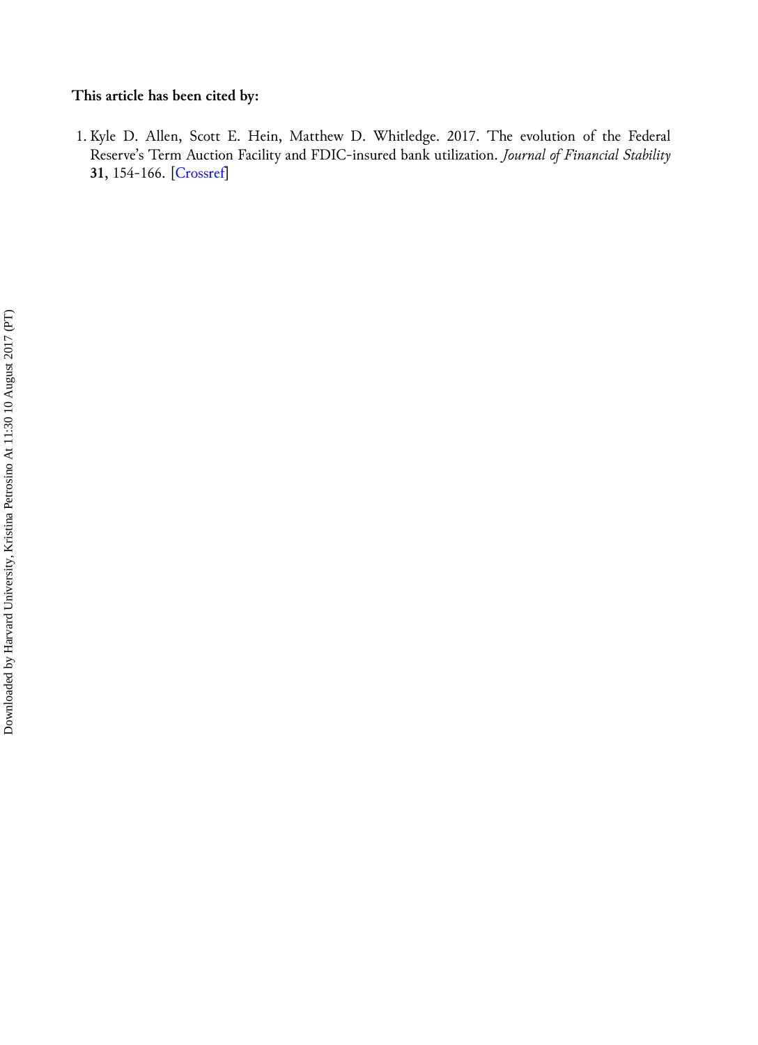**This article has been cited by:**

1. Kyle D. Allen, Scott E. Hein, Matthew D. Whitledge. 2017. The evolution of the Federal Reserve's Term Auction Facility and FDIC-insured bank utilization. *Journal of Financial Stability* **31**, 154-166. [Crossref]